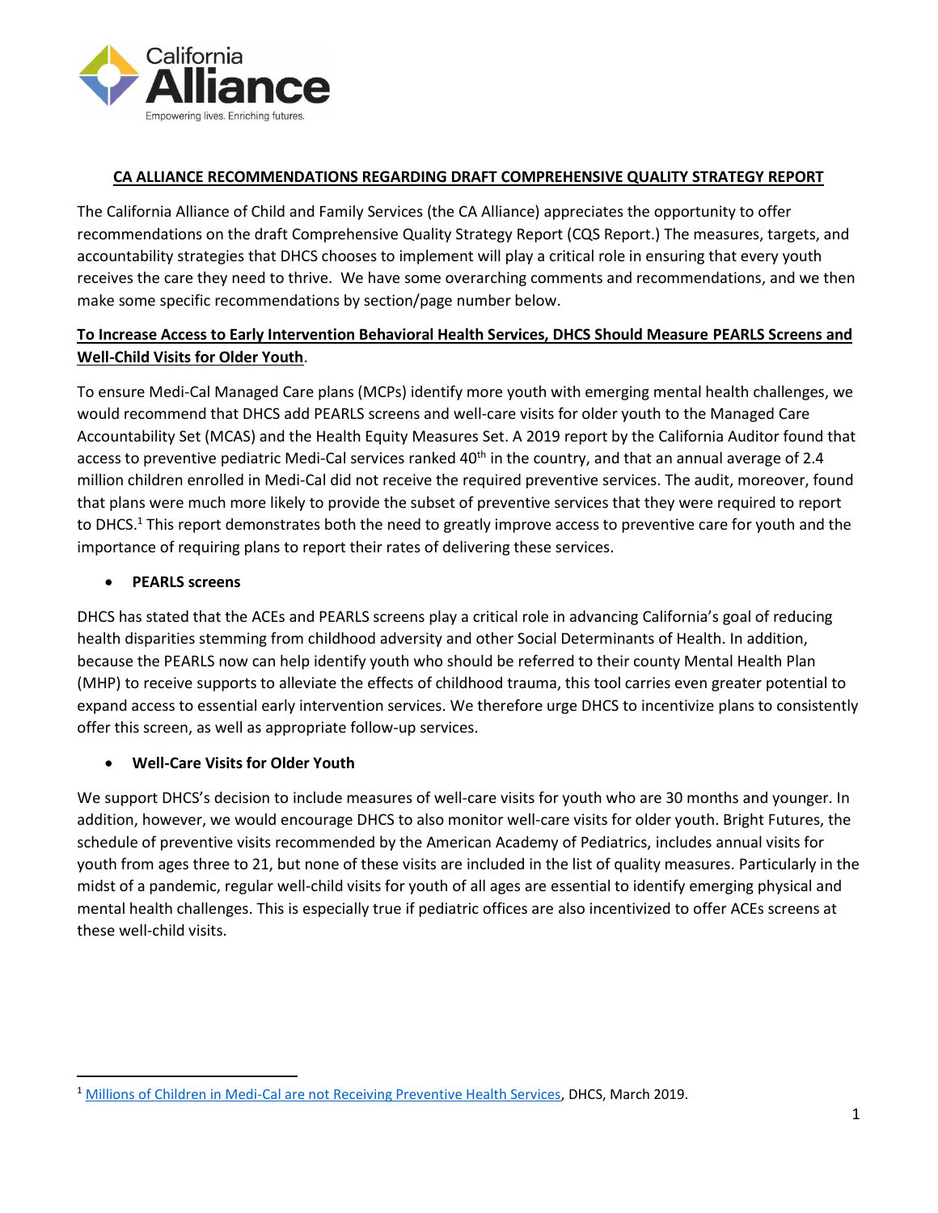California Alliance

Empowering lives. Enriching futures.

## CA ALLIANCE RECOMMENDATIONS REGARDING DRAFT COMPREHENSIVE QUALITY STRATEGY REPORT

The California Alliance of Child and Family Services (the CA Alliance) appreciates the opportunity to offer recommendations on the draft Comprehensive Quality Strategy Report (CQS Report.) The measures, targets, and accountability strategies that DHCS chooses to implement will play a critical role in ensuring that every youth receives the care they need to thrive. We have some overarching comments and recommendations, and we then make some specific recommendations by section/page number below.

### To Increase Access to Early Intervention Behavioral Health Services, DHCS Should Measure PEARLS Screens and Well-Child Visits for Older Youth.

To ensure Medi-Cal Managed Care plans (MCPs) identify more youth with emerging mental health challenges, we would recommend that DHCS add PEARLS screens and well-care visits for older youth to the Managed Care Accountability Set (MCAS) and the Health Equity Measures Set. A 2019 report by the California Auditor found that access to preventive pediatric Medi-Cal services ranked 40th in the country, and that an annual average of 2.4 million children enrolled in Medi-Cal did not receive the required preventive services. The audit, moreover, found that plans were much more likely to provide the subset of preventive services that they were required to report to DHCS.[1] This report demonstrates both the need to greatly improve access to preventive care for youth and the importance of requiring plans to report their rates of delivering these services.

- **PEARLS screens**

DHCS has stated that the ACEs and PEARLS screens play a critical role in advancing California's goal of reducing health disparities stemming from childhood adversity and other Social Determinants of Health. In addition, because the PEARLS now can help identify youth who should be referred to their county Mental Health Plan (MHP) to receive supports to alleviate the effects of childhood trauma, this tool carries even greater potential to expand access to essential early intervention services. We therefore urge DHCS to incentivize plans to consistently offer this screen, as well as appropriate follow-up services.

- **Well-Care Visits for Older Youth**

We support DHCS's decision to include measures of well-care visits for youth who are 30 months and younger. In addition, however, we would encourage DHCS to also monitor well-care visits for older youth. Bright Futures, the schedule of preventive visits recommended by the American Academy of Pediatrics, includes annual visits for youth from ages three to 21, but none of these visits are included in the list of quality measures. Particularly in the midst of a pandemic, regular well-child visits for youth of all ages are essential to identify emerging physical and mental health challenges. This is especially true if pediatric offices are also incentivized to offer ACEs screens at these well-child visits.

---

[1] Millions of Children in Medi-Cal are not Receiving Preventive Health Services, DHCS, March 2019.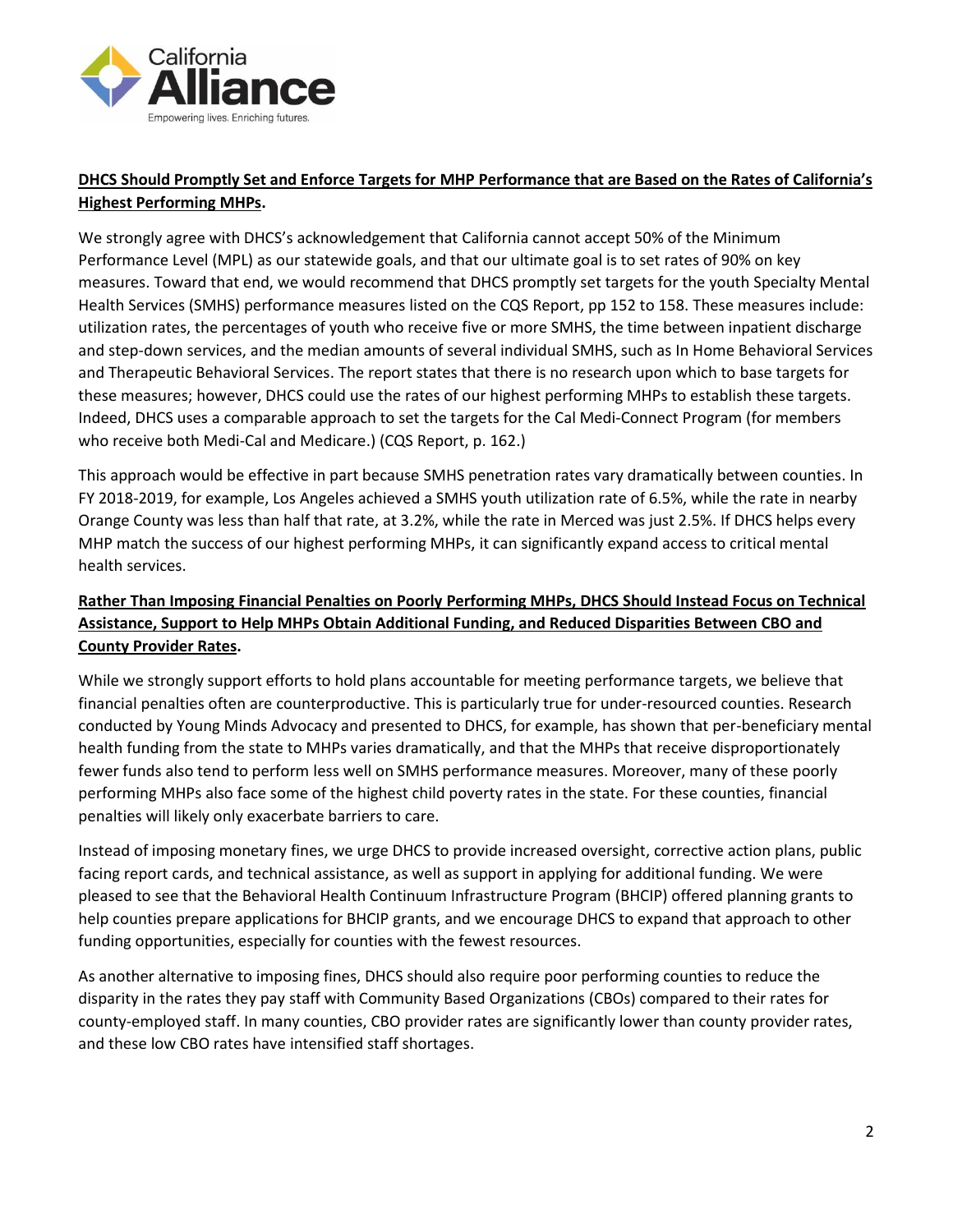**DHCS Should Promptly Set and Enforce Targets for MHP Performance that are Based on the Rates of California's Highest Performing MHPs.**

We strongly agree with DHCS's acknowledgement that California cannot accept 50% of the Minimum Performance Level (MPL) as our statewide goals, and that our ultimate goal is to set rates of 90% on key measures. Toward that end, we would recommend that DHCS promptly set targets for the youth Specialty Mental Health Services (SMHS) performance measures listed on the CQS Report, pp 152 to 158. These measures include: utilization rates, the percentages of youth who receive five or more SMHS, the time between inpatient discharge and step-down services, and the median amounts of several individual SMHS, such as In Home Behavioral Services and Therapeutic Behavioral Services. The report states that there is no research upon which to base targets for these measures; however, DHCS could use the rates of our highest performing MHPs to establish these targets. Indeed, DHCS uses a comparable approach to set the targets for the Cal Medi-Connect Program (for members who receive both Medi-Cal and Medicare.) (CQS Report, p. 162.)

This approach would be effective in part because SMHS penetration rates vary dramatically between counties. In FY 2018-2019, for example, Los Angeles achieved a SMHS youth utilization rate of 6.5%, while the rate in nearby Orange County was less than half that rate, at 3.2%, while the rate in Merced was just 2.5%. If DHCS helps every MHP match the success of our highest performing MHPs, it can significantly expand access to critical mental health services.

**Rather Than Imposing Financial Penalties on Poorly Performing MHPs, DHCS Should Instead Focus on Technical Assistance, Support to Help MHPs Obtain Additional Funding, and Reduced Disparities Between CBO and County Provider Rates.**

While we strongly support efforts to hold plans accountable for meeting performance targets, we believe that financial penalties often are counterproductive. This is particularly true for under-resourced counties. Research conducted by Young Minds Advocacy and presented to DHCS, for example, has shown that per-beneficiary mental health funding from the state to MHPs varies dramatically, and that the MHPs that receive disproportionately fewer funds also tend to perform less well on SMHS performance measures. Moreover, many of these poorly performing MHPs also face some of the highest child poverty rates in the state. For these counties, financial penalties will likely only exacerbate barriers to care.

Instead of imposing monetary fines, we urge DHCS to provide increased oversight, corrective action plans, public facing report cards, and technical assistance, as well as support in applying for additional funding. We were pleased to see that the Behavioral Health Continuum Infrastructure Program (BHCIP) offered planning grants to help counties prepare applications for BHCIP grants, and we encourage DHCS to expand that approach to other funding opportunities, especially for counties with the fewest resources.

As another alternative to imposing fines, DHCS should also require poor performing counties to reduce the disparity in the rates they pay staff with Community Based Organizations (CBOs) compared to their rates for county-employed staff. In many counties, CBO provider rates are significantly lower than county provider rates, and these low CBO rates have intensified staff shortages.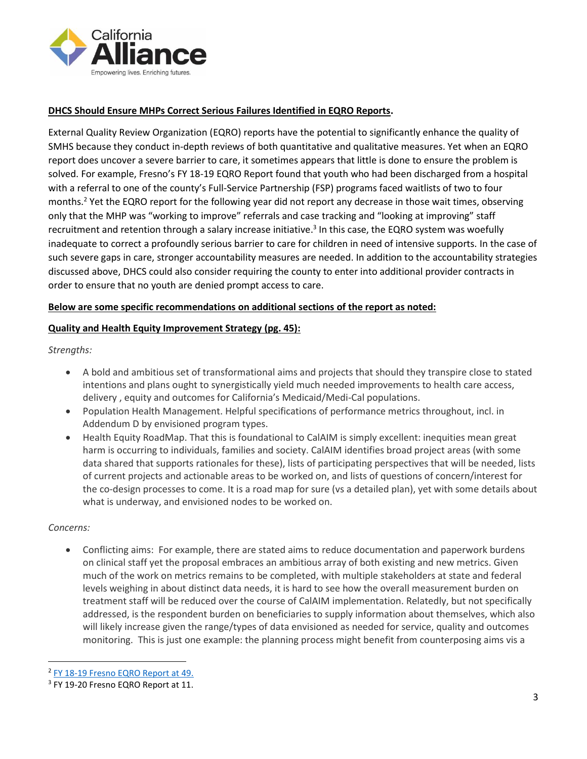**DHCS Should Ensure MHPs Correct Serious Failures Identified in EQRO Reports.**

External Quality Review Organization (EQRO) reports have the potential to significantly enhance the quality of SMHS because they conduct in-depth reviews of both quantitative and qualitative measures. Yet when an EQRO report does uncover a severe barrier to care, it sometimes appears that little is done to ensure the problem is solved. For example, Fresno's FY 18-19 EQRO Report found that youth who had been discharged from a hospital with a referral to one of the county's Full-Service Partnership (FSP) programs faced waitlists of two to four months.[2] Yet the EQRO report for the following year did not report any decrease in those wait times, observing only that the MHP was "working to improve" referrals and case tracking and "looking at improving" staff recruitment and retention through a salary increase initiative.[3] In this case, the EQRO system was woefully inadequate to correct a profoundly serious barrier to care for children in need of intensive supports. In the case of such severe gaps in care, stronger accountability measures are needed. In addition to the accountability strategies discussed above, DHCS could also consider requiring the county to enter into additional provider contracts in order to ensure that no youth are denied prompt access to care.

**Below are some specific recommendations on additional sections of the report as noted:**

**Quality and Health Equity Improvement Strategy (pg. 45):**

*Strengths:*

- A bold and ambitious set of transformational aims and projects that should they transpire close to stated intentions and plans ought to synergistically yield much needed improvements to health care access, delivery , equity and outcomes for California's Medicaid/Medi-Cal populations.
- Population Health Management. Helpful specifications of performance metrics throughout, incl. in Addendum D by envisioned program types.
- Health Equity RoadMap. That this is foundational to CalAIM is simply excellent: inequities mean great harm is occurring to individuals, families and society. CalAIM identifies broad project areas (with some data shared that supports rationales for these), lists of participating perspectives that will be needed, lists of current projects and actionable areas to be worked on, and lists of questions of concern/interest for the co-design processes to come. It is a road map for sure (vs a detailed plan), yet with some details about what is underway, and envisioned nodes to be worked on.

*Concerns:*

- Conflicting aims: For example, there are stated aims to reduce documentation and paperwork burdens on clinical staff yet the proposal embraces an ambitious array of both existing and new metrics. Given much of the work on metrics remains to be completed, with multiple stakeholders at state and federal levels weighing in about distinct data needs, it is hard to see how the overall measurement burden on treatment staff will be reduced over the course of CalAIM implementation. Relatedly, but not specifically addressed, is the respondent burden on beneficiaries to supply information about themselves, which also will likely increase given the range/types of data envisioned as needed for service, quality and outcomes monitoring. This is just one example: the planning process might benefit from counterposing aims vis a

---

[2] FY 18-19 Fresno EQRO Report at 49.

[3] FY 19-20 Fresno EQRO Report at 11.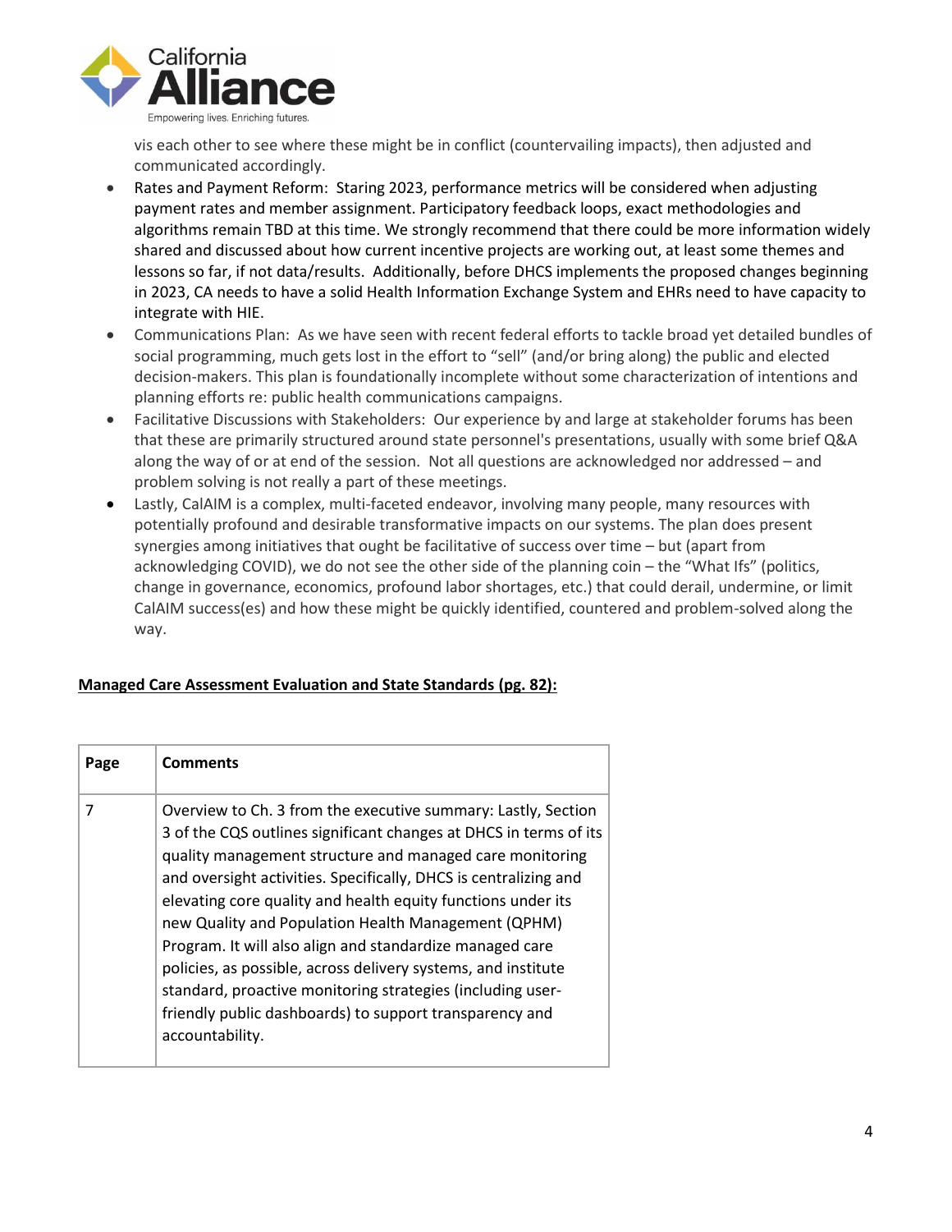vis each other to see where these might be in conflict (countervailing impacts), then adjusted and communicated accordingly.

- Rates and Payment Reform: Staring 2023, performance metrics will be considered when adjusting payment rates and member assignment. Participatory feedback loops, exact methodologies and algorithms remain TBD at this time. We strongly recommend that there could be more information widely shared and discussed about how current incentive projects are working out, at least some themes and lessons so far, if not data/results. Additionally, before DHCS implements the proposed changes beginning in 2023, CA needs to have a solid Health Information Exchange System and EHRs need to have capacity to integrate with HIE.
- Communications Plan: As we have seen with recent federal efforts to tackle broad yet detailed bundles of social programming, much gets lost in the effort to "sell" (and/or bring along) the public and elected decision-makers. This plan is foundationally incomplete without some characterization of intentions and planning efforts re: public health communications campaigns.
- Facilitative Discussions with Stakeholders: Our experience by and large at stakeholder forums has been that these are primarily structured around state personnel's presentations, usually with some brief Q&A along the way of or at end of the session. Not all questions are acknowledged nor addressed – and problem solving is not really a part of these meetings.
- Lastly, CalAIM is a complex, multi-faceted endeavor, involving many people, many resources with potentially profound and desirable transformative impacts on our systems. The plan does present synergies among initiatives that ought be facilitative of success over time – but (apart from acknowledging COVID), we do not see the other side of the planning coin – the "What Ifs" (politics, change in governance, economics, profound labor shortages, etc.) that could derail, undermine, or limit CalAIM success(es) and how these might be quickly identified, countered and problem-solved along the way.

**Managed Care Assessment Evaluation and State Standards (pg. 82):**

| Page | Comments |
|---|---|
| 7 | Overview to Ch. 3 from the executive summary: Lastly, Section 3 of the CQS outlines significant changes at DHCS in terms of its quality management structure and managed care monitoring and oversight activities. Specifically, DHCS is centralizing and elevating core quality and health equity functions under its new Quality and Population Health Management (QPHM) Program. It will also align and standardize managed care policies, as possible, across delivery systems, and institute standard, proactive monitoring strategies (including user-friendly public dashboards) to support transparency and accountability. |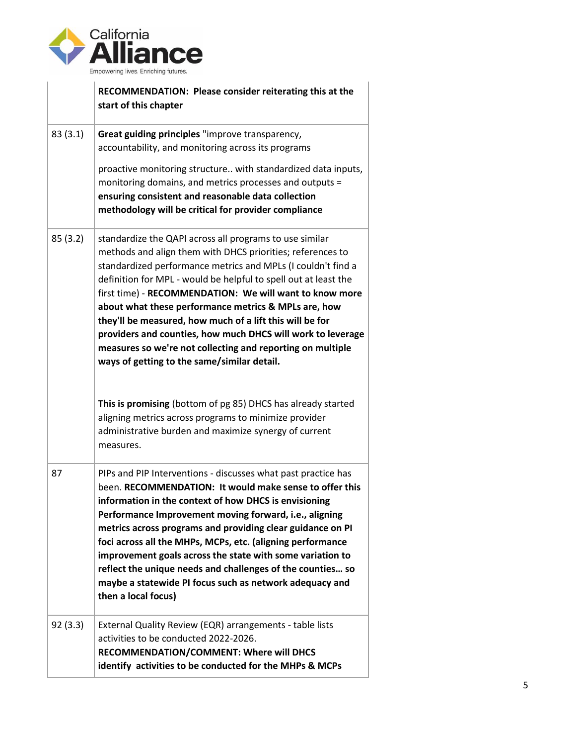| | |
|---|---|
| | **RECOMMENDATION: Please consider reiterating this at the start of this chapter** |
| 83 (3.1) | **Great guiding principles** "improve transparency, accountability, and monitoring across its programs<br><br>proactive monitoring structure.. with standardized data inputs, monitoring domains, and metrics processes and outputs = **ensuring consistent and reasonable data collection methodology will be critical for provider compliance** |
| 85 (3.2) | standardize the QAPI across all programs to use similar methods and align them with DHCS priorities; references to standardized performance metrics and MPLs (I couldn't find a definition for MPL - would be helpful to spell out at least the first time) - **RECOMMENDATION: We will want to know more about what these performance metrics & MPLs are, how they'll be measured, how much of a lift this will be for providers and counties, how much DHCS will work to leverage measures so we're not collecting and reporting on multiple ways of getting to the same/similar detail.**<br><br>**This is promising** (bottom of pg 85) DHCS has already started aligning metrics across programs to minimize provider administrative burden and maximize synergy of current measures. |
| 87 | PIPs and PIP Interventions - discusses what past practice has been. **RECOMMENDATION: It would make sense to offer this information in the context of how DHCS is envisioning Performance Improvement moving forward, i.e., aligning metrics across programs and providing clear guidance on PI foci across all the MHPs, MCPs, etc. (aligning performance improvement goals across the state with some variation to reflect the unique needs and challenges of the counties… so maybe a statewide PI focus such as network adequacy and then a local focus)** |
| 92 (3.3) | External Quality Review (EQR) arrangements - table lists activities to be conducted 2022-2026.<br>**RECOMMENDATION/COMMENT: Where will DHCS identify activities to be conducted for the MHPs & MCPs** |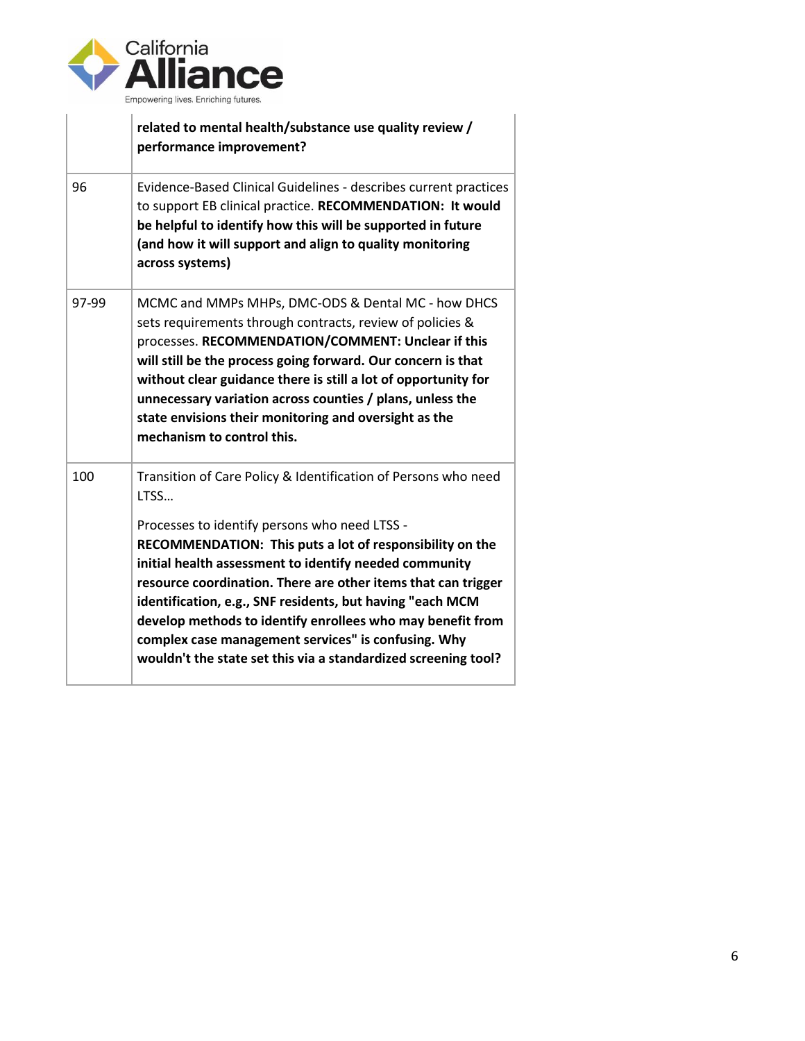| | |
|---|---|
| | **related to mental health/substance use quality review / performance improvement?** |
| 96 | Evidence-Based Clinical Guidelines - describes current practices to support EB clinical practice. **RECOMMENDATION: It would be helpful to identify how this will be supported in future (and how it will support and align to quality monitoring across systems)** |
| 97-99 | MCMC and MMPs MHPs, DMC-ODS & Dental MC - how DHCS sets requirements through contracts, review of policies & processes. **RECOMMENDATION/COMMENT: Unclear if this will still be the process going forward. Our concern is that without clear guidance there is still a lot of opportunity for unnecessary variation across counties / plans, unless the state envisions their monitoring and oversight as the mechanism to control this.** |
| 100 | Transition of Care Policy & Identification of Persons who need LTSS…<br><br>Processes to identify persons who need LTSS - **RECOMMENDATION: This puts a lot of responsibility on the initial health assessment to identify needed community resource coordination. There are other items that can trigger identification, e.g., SNF residents, but having "each MCM develop methods to identify enrollees who may benefit from complex case management services" is confusing. Why wouldn't the state set this via a standardized screening tool?** |